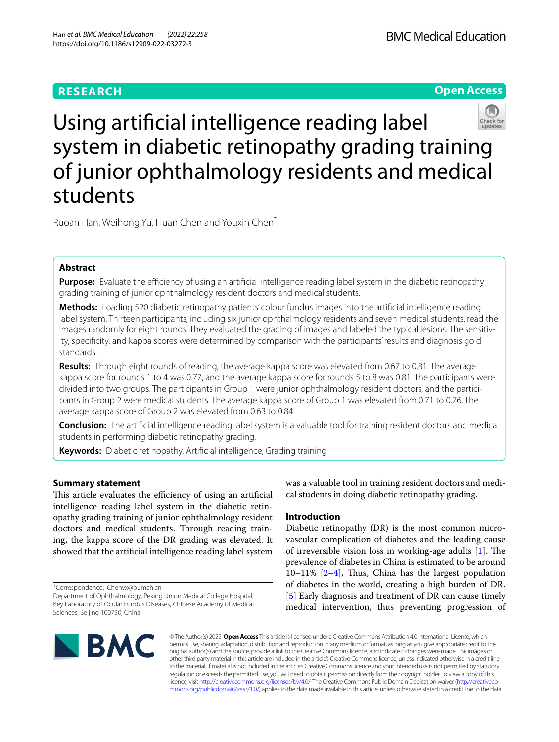# Using artificial intelligence reading label system in diabetic retinopathy grading training of junior ophthalmology residents and medical students

Ruoan Han, Weihong Yu, Huan Chen and Youxin Chen*

## Abstract

**Purpose:** Evaluate the efficiency of using an artificial intelligence reading label system in the diabetic retinopathy grading training of junior ophthalmology resident doctors and medical students.

**Methods:** Loading 520 diabetic retinopathy patients' colour fundus images into the artificial intelligence reading label system. Thirteen participants, including six junior ophthalmology residents and seven medical students, read the images randomly for eight rounds. They evaluated the grading of images and labeled the typical lesions. The sensitivity, specificity, and kappa scores were determined by comparison with the participants' results and diagnosis gold standards.

**Results:** Through eight rounds of reading, the average kappa score was elevated from 0.67 to 0.81. The average kappa score for rounds 1 to 4 was 0.77, and the average kappa score for rounds 5 to 8 was 0.81. The participants were divided into two groups. The participants in Group 1 were junior ophthalmology resident doctors, and the participants in Group 2 were medical students. The average kappa score of Group 1 was elevated from 0.71 to 0.76. The average kappa score of Group 2 was elevated from 0.63 to 0.84.

**Conclusion:** The artificial intelligence reading label system is a valuable tool for training resident doctors and medical students in performing diabetic retinopathy grading.

**Keywords:** Diabetic retinopathy, Artificial intelligence, Grading training

## Summary statement

This article evaluates the efficiency of using an artificial intelligence reading label system in the diabetic retinopathy grading training of junior ophthalmology resident doctors and medical students. Through reading training, the kappa score of the DR grading was elevated. It showed that the artificial intelligence reading label system was a valuable tool in training resident doctors and medical students in doing diabetic retinopathy grading.

## Introduction

Diabetic retinopathy (DR) is the most common microvascular complication of diabetes and the leading cause of irreversible vision loss in working-age adults [1]. The prevalence of diabetes in China is estimated to be around 10–11% [2–4], Thus, China has the largest population of diabetes in the world, creating a high burden of DR. [5] Early diagnosis and treatment of DR can cause timely medical intervention, thus preventing progression of

*Correspondence: Chenyx@pumch.cn

Department of Ophthalmology, Peking Union Medical College Hospital, Key Laboratory of Ocular Fundus Diseases, Chinese Academy of Medical Sciences, Beijing 100730, China

© The Author(s) 2022. **Open Access** This article is licensed under a Creative Commons Attribution 4.0 International License, which permits use, sharing, adaptation, distribution and reproduction in any medium or format, as long as you give appropriate credit to the original author(s) and the source, provide a link to the Creative Commons licence, and indicate if changes were made. The images or other third party material in this article are included in the article's Creative Commons licence, unless indicated otherwise in a credit line to the material. If material is not included in the article's Creative Commons licence and your intended use is not permitted by statutory regulation or exceeds the permitted use, you will need to obtain permission directly from the copyright holder. To view a copy of this licence, visit http://creativecommons.org/licenses/by/4.0/. The Creative Commons Public Domain Dedication waiver (http://creativecommons.org/publicdomain/zero/1.0/) applies to the data made available in this article, unless otherwise stated in a credit line to the data.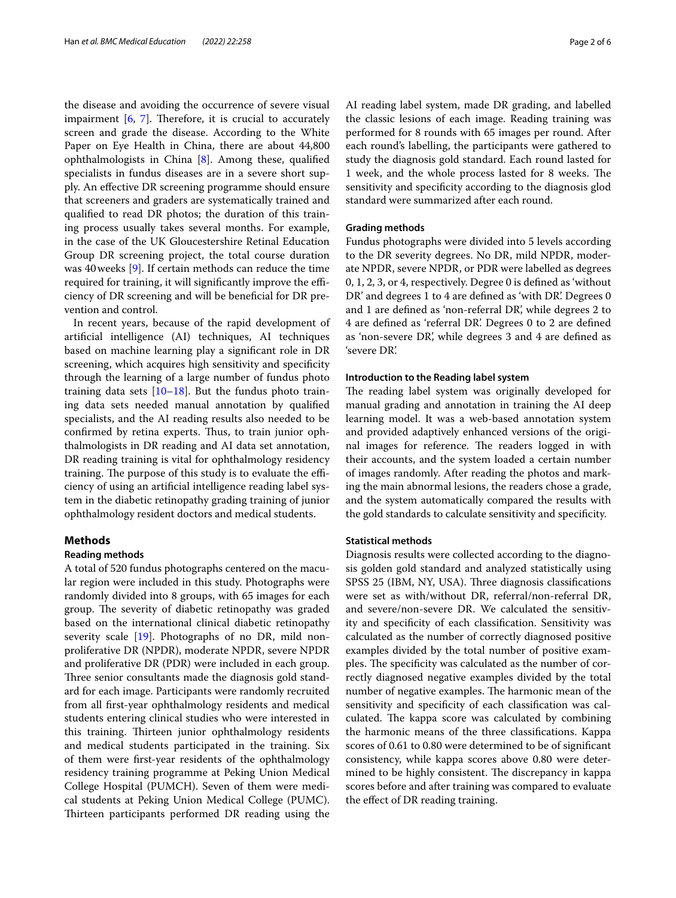the disease and avoiding the occurrence of severe visual impairment [6, 7]. Therefore, it is crucial to accurately screen and grade the disease. According to the White Paper on Eye Health in China, there are about 44,800 ophthalmologists in China [8]. Among these, qualified specialists in fundus diseases are in a severe short supply. An effective DR screening programme should ensure that screeners and graders are systematically trained and qualified to read DR photos; the duration of this training process usually takes several months. For example, in the case of the UK Gloucestershire Retinal Education Group DR screening project, the total course duration was 40 weeks [9]. If certain methods can reduce the time required for training, it will significantly improve the efficiency of DR screening and will be beneficial for DR prevention and control.

In recent years, because of the rapid development of artificial intelligence (AI) techniques, AI techniques based on machine learning play a significant role in DR screening, which acquires high sensitivity and specificity through the learning of a large number of fundus photo training data sets [10–18]. But the fundus photo training data sets needed manual annotation by qualified specialists, and the AI reading results also needed to be confirmed by retina experts. Thus, to train junior ophthalmologists in DR reading and AI data set annotation, DR reading training is vital for ophthalmology residency training. The purpose of this study is to evaluate the efficiency of using an artificial intelligence reading label system in the diabetic retinopathy grading training of junior ophthalmology resident doctors and medical students.

## Methods

### Reading methods

A total of 520 fundus photographs centered on the macular region were included in this study. Photographs were randomly divided into 8 groups, with 65 images for each group. The severity of diabetic retinopathy was graded based on the international clinical diabetic retinopathy severity scale [19]. Photographs of no DR, mild nonproliferative DR (NPDR), moderate NPDR, severe NPDR and proliferative DR (PDR) were included in each group. Three senior consultants made the diagnosis gold standard for each image. Participants were randomly recruited from all first-year ophthalmology residents and medical students entering clinical studies who were interested in this training. Thirteen junior ophthalmology residents and medical students participated in the training. Six of them were first-year residents of the ophthalmology residency training programme at Peking Union Medical College Hospital (PUMCH). Seven of them were medical students at Peking Union Medical College (PUMC). Thirteen participants performed DR reading using the AI reading label system, made DR grading, and labelled the classic lesions of each image. Reading training was performed for 8 rounds with 65 images per round. After each round's labelling, the participants were gathered to study the diagnosis gold standard. Each round lasted for 1 week, and the whole process lasted for 8 weeks. The sensitivity and specificity according to the diagnosis glod standard were summarized after each round.

### Grading methods

Fundus photographs were divided into 5 levels according to the DR severity degrees. No DR, mild NPDR, moderate NPDR, severe NPDR, or PDR were labelled as degrees 0, 1, 2, 3, or 4, respectively. Degree 0 is defined as 'without DR' and degrees 1 to 4 are defined as 'with DR'. Degrees 0 and 1 are defined as 'non-referral DR', while degrees 2 to 4 are defined as 'referral DR'. Degrees 0 to 2 are defined as 'non-severe DR', while degrees 3 and 4 are defined as 'severe DR'.

### Introduction to the Reading label system

The reading label system was originally developed for manual grading and annotation in training the AI deep learning model. It was a web-based annotation system and provided adaptively enhanced versions of the original images for reference. The readers logged in with their accounts, and the system loaded a certain number of images randomly. After reading the photos and marking the main abnormal lesions, the readers chose a grade, and the system automatically compared the results with the gold standards to calculate sensitivity and specificity.

### Statistical methods

Diagnosis results were collected according to the diagnosis golden gold standard and analyzed statistically using SPSS 25 (IBM, NY, USA). Three diagnosis classifications were set as with/without DR, referral/non-referral DR, and severe/non-severe DR. We calculated the sensitivity and specificity of each classification. Sensitivity was calculated as the number of correctly diagnosed positive examples divided by the total number of positive examples. The specificity was calculated as the number of correctly diagnosed negative examples divided by the total number of negative examples. The harmonic mean of the sensitivity and specificity of each classification was calculated. The kappa score was calculated by combining the harmonic means of the three classifications. Kappa scores of 0.61 to 0.80 were determined to be of significant consistency, while kappa scores above 0.80 were determined to be highly consistent. The discrepancy in kappa scores before and after training was compared to evaluate the effect of DR reading training.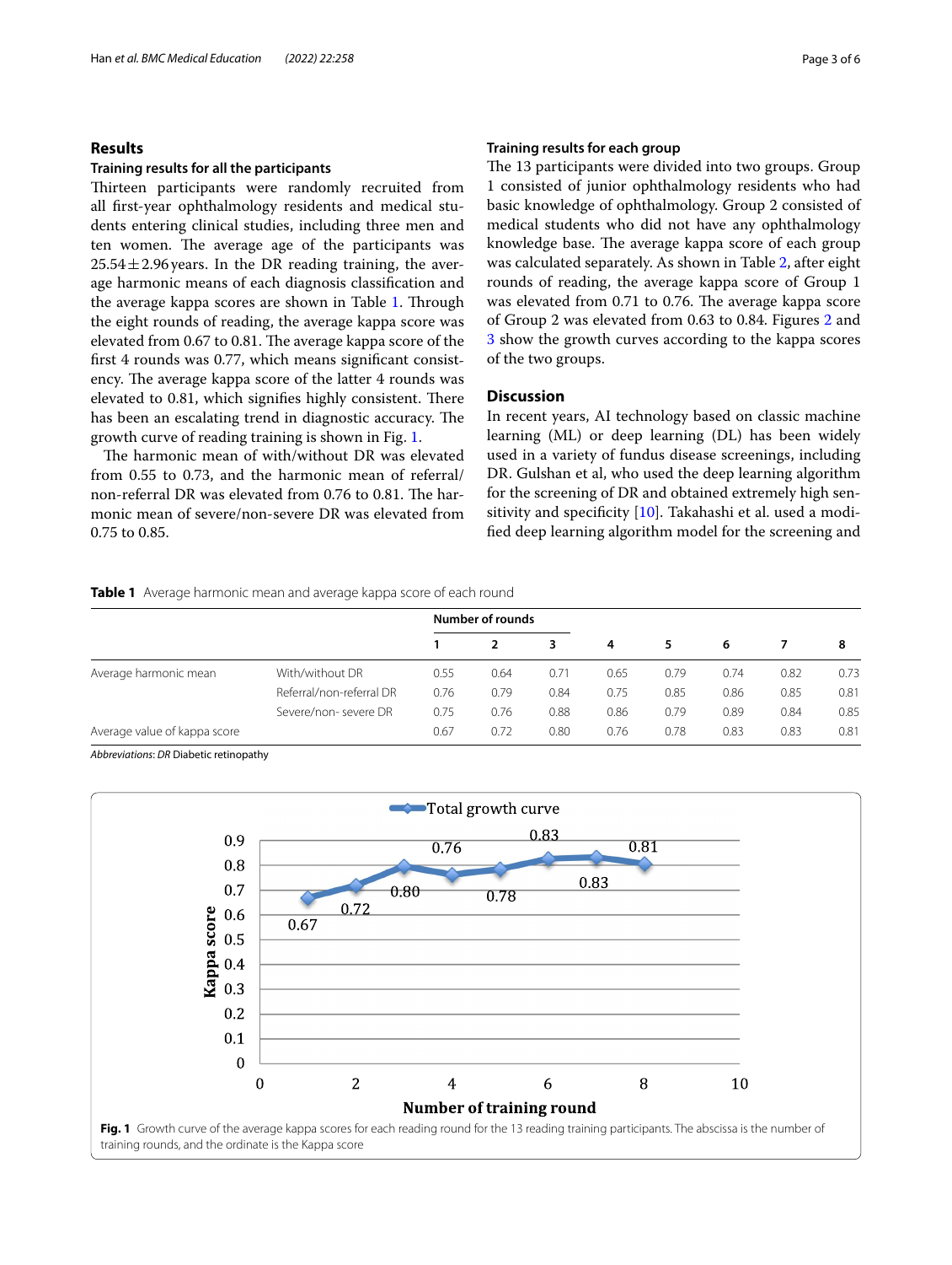## Results

### Training results for all the participants

Thirteen participants were randomly recruited from all first-year ophthalmology residents and medical students entering clinical studies, including three men and ten women. The average age of the participants was $25.54 \pm 2.96$ years. In the DR reading training, the average harmonic means of each diagnosis classification and the average kappa scores are shown in Table 1. Through the eight rounds of reading, the average kappa score was elevated from 0.67 to 0.81. The average kappa score of the first 4 rounds was 0.77, which means significant consistency. The average kappa score of the latter 4 rounds was elevated to 0.81, which signifies highly consistent. There has been an escalating trend in diagnostic accuracy. The growth curve of reading training is shown in Fig. 1.

The harmonic mean of with/without DR was elevated from 0.55 to 0.73, and the harmonic mean of referral/non-referral DR was elevated from 0.76 to 0.81. The harmonic mean of severe/non-severe DR was elevated from 0.75 to 0.85.

### Training results for each group

The 13 participants were divided into two groups. Group 1 consisted of junior ophthalmology residents who had basic knowledge of ophthalmology. Group 2 consisted of medical students who did not have any ophthalmology knowledge base. The average kappa score of each group was calculated separately. As shown in Table 2, after eight rounds of reading, the average kappa score of Group 1 was elevated from 0.71 to 0.76. The average kappa score of Group 2 was elevated from 0.63 to 0.84. Figures 2 and 3 show the growth curves according to the kappa scores of the two groups.

## Discussion

In recent years, AI technology based on classic machine learning (ML) or deep learning (DL) has been widely used in a variety of fundus disease screenings, including DR. Gulshan et al, who used the deep learning algorithm for the screening of DR and obtained extremely high sensitivity and specificity [10]. Takahashi et al. used a modified deep learning algorithm model for the screening and

**Table 1** Average harmonic mean and average kappa score of each round

| | | Number of rounds | | | | | | | |
|---|---|---|---|---|---|---|---|---|---|
| | | 1 | 2 | 3 | 4 | 5 | 6 | 7 | 8 |
| Average harmonic mean | With/without DR | 0.55 | 0.64 | 0.71 | 0.65 | 0.79 | 0.74 | 0.82 | 0.73 |
| | Referral/non-referral DR | 0.76 | 0.79 | 0.84 | 0.75 | 0.85 | 0.86 | 0.85 | 0.81 |
| | Severe/non- severe DR | 0.75 | 0.76 | 0.88 | 0.86 | 0.79 | 0.89 | 0.84 | 0.85 |
| Average value of kappa score | | 0.67 | 0.72 | 0.80 | 0.76 | 0.78 | 0.83 | 0.83 | 0.81 |

*Abbreviations*: *DR* Diabetic retinopathy

**Fig. 1** Growth curve of the average kappa scores for each reading round for the 13 reading training participants. The abscissa is the number of training rounds, and the ordinate is the Kappa score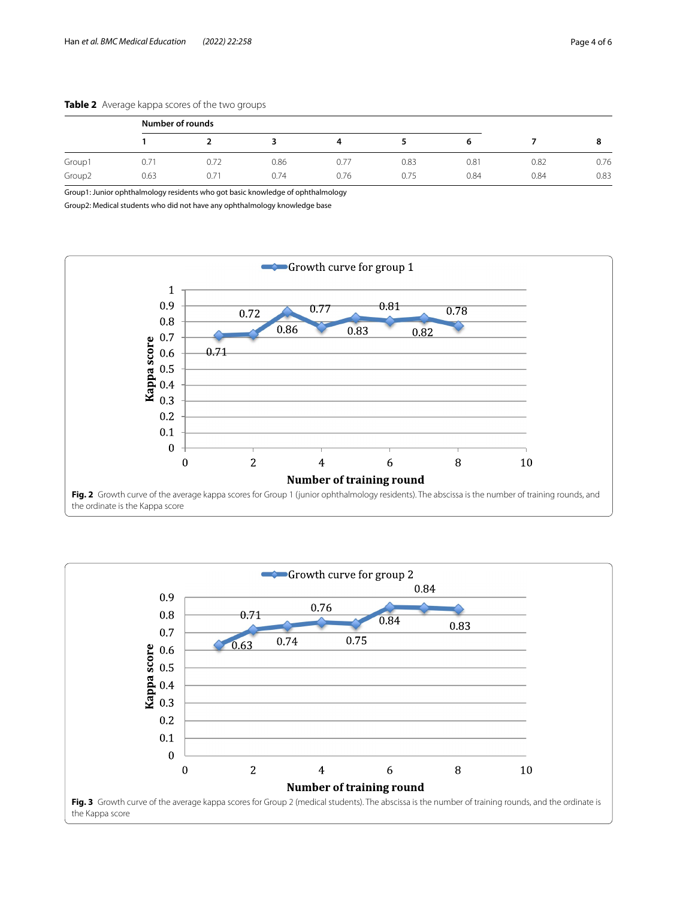**Table 2** Average kappa scores of the two groups

| | Number of rounds | | | | | | | |
|---|---|---|---|---|---|---|---|---|
| | 1 | 2 | 3 | 4 | 5 | 6 | 7 | 8 |
| Group1 | 0.71 | 0.72 | 0.86 | 0.77 | 0.83 | 0.81 | 0.82 | 0.76 |
| Group2 | 0.63 | 0.71 | 0.74 | 0.76 | 0.75 | 0.84 | 0.84 | 0.83 |

Group1: Junior ophthalmology residents who got basic knowledge of ophthalmology

Group2: Medical students who did not have any ophthalmology knowledge base

**Fig. 2** Growth curve of the average kappa scores for Group 1 (junior ophthalmology residents). The abscissa is the number of training rounds, and the ordinate is the Kappa score

**Fig. 3** Growth curve of the average kappa scores for Group 2 (medical students). The abscissa is the number of training rounds, and the ordinate is the Kappa score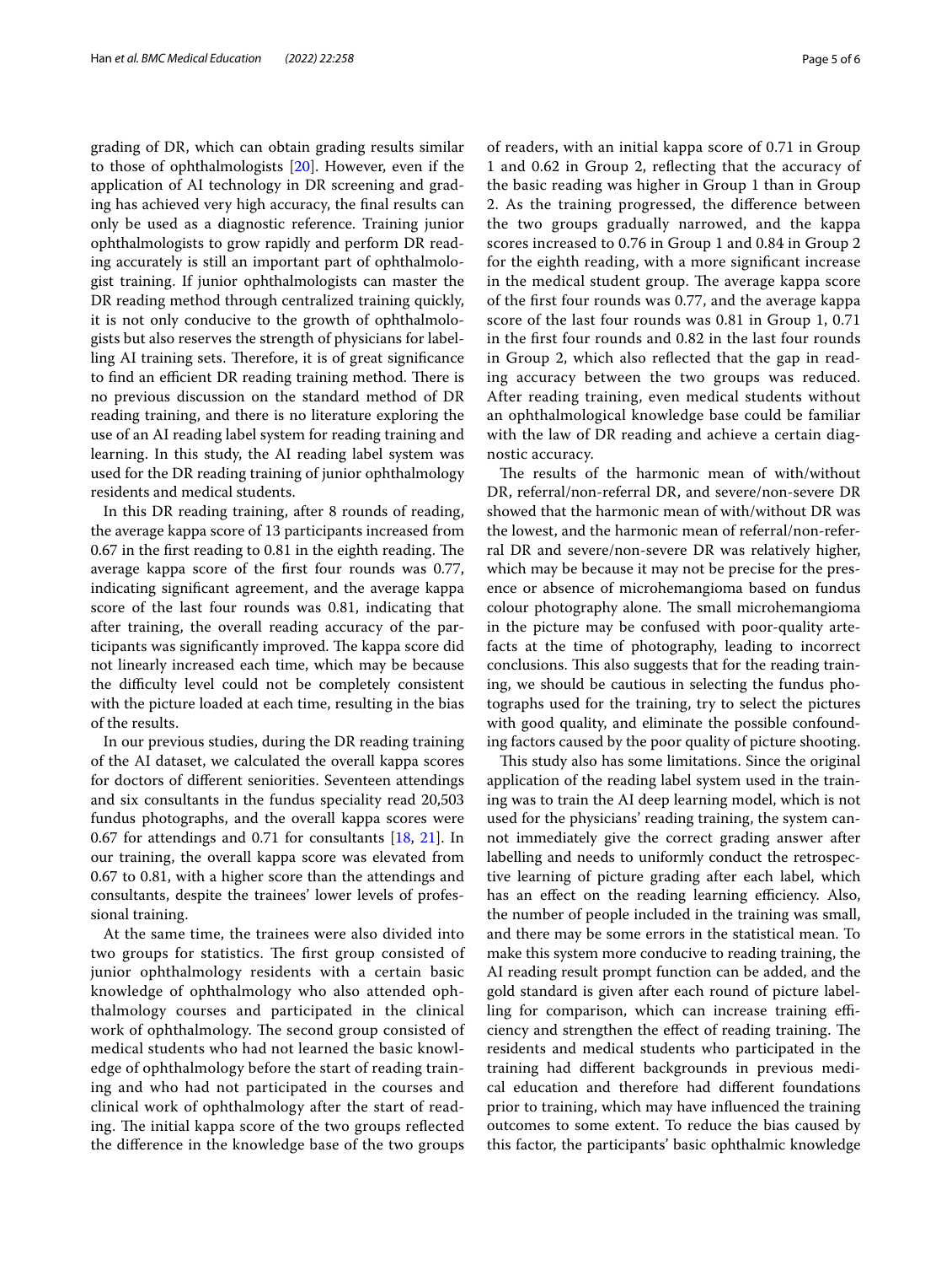grading of DR, which can obtain grading results similar to those of ophthalmologists [20]. However, even if the application of AI technology in DR screening and grading has achieved very high accuracy, the final results can only be used as a diagnostic reference. Training junior ophthalmologists to grow rapidly and perform DR reading accurately is still an important part of ophthalmologist training. If junior ophthalmologists can master the DR reading method through centralized training quickly, it is not only conducive to the growth of ophthalmologists but also reserves the strength of physicians for labelling AI training sets. Therefore, it is of great significance to find an efficient DR reading training method. There is no previous discussion on the standard method of DR reading training, and there is no literature exploring the use of an AI reading label system for reading training and learning. In this study, the AI reading label system was used for the DR reading training of junior ophthalmology residents and medical students.

In this DR reading training, after 8 rounds of reading, the average kappa score of 13 participants increased from 0.67 in the first reading to 0.81 in the eighth reading. The average kappa score of the first four rounds was 0.77, indicating significant agreement, and the average kappa score of the last four rounds was 0.81, indicating that after training, the overall reading accuracy of the participants was significantly improved. The kappa score did not linearly increased each time, which may be because the difficulty level could not be completely consistent with the picture loaded at each time, resulting in the bias of the results.

In our previous studies, during the DR reading training of the AI dataset, we calculated the overall kappa scores for doctors of different seniorities. Seventeen attendings and six consultants in the fundus speciality read 20,503 fundus photographs, and the overall kappa scores were 0.67 for attendings and 0.71 for consultants [18, 21]. In our training, the overall kappa score was elevated from 0.67 to 0.81, with a higher score than the attendings and consultants, despite the trainees' lower levels of professional training.

At the same time, the trainees were also divided into two groups for statistics. The first group consisted of junior ophthalmology residents with a certain basic knowledge of ophthalmology who also attended ophthalmology courses and participated in the clinical work of ophthalmology. The second group consisted of medical students who had not learned the basic knowledge of ophthalmology before the start of reading training and who had not participated in the courses and clinical work of ophthalmology after the start of reading. The initial kappa score of the two groups reflected the difference in the knowledge base of the two groups of readers, with an initial kappa score of 0.71 in Group 1 and 0.62 in Group 2, reflecting that the accuracy of the basic reading was higher in Group 1 than in Group 2. As the training progressed, the difference between the two groups gradually narrowed, and the kappa scores increased to 0.76 in Group 1 and 0.84 in Group 2 for the eighth reading, with a more significant increase in the medical student group. The average kappa score of the first four rounds was 0.77, and the average kappa score of the last four rounds was 0.81 in Group 1, 0.71 in the first four rounds and 0.82 in the last four rounds in Group 2, which also reflected that the gap in reading accuracy between the two groups was reduced. After reading training, even medical students without an ophthalmological knowledge base could be familiar with the law of DR reading and achieve a certain diagnostic accuracy.

The results of the harmonic mean of with/without DR, referral/non-referral DR, and severe/non-severe DR showed that the harmonic mean of with/without DR was the lowest, and the harmonic mean of referral/non-referral DR and severe/non-severe DR was relatively higher, which may be because it may not be precise for the presence or absence of microhemangioma based on fundus colour photography alone. The small microhemangioma in the picture may be confused with poor-quality artefacts at the time of photography, leading to incorrect conclusions. This also suggests that for the reading training, we should be cautious in selecting the fundus photographs used for the training, try to select the pictures with good quality, and eliminate the possible confounding factors caused by the poor quality of picture shooting.

This study also has some limitations. Since the original application of the reading label system used in the training was to train the AI deep learning model, which is not used for the physicians' reading training, the system cannot immediately give the correct grading answer after labelling and needs to uniformly conduct the retrospective learning of picture grading after each label, which has an effect on the reading learning efficiency. Also, the number of people included in the training was small, and there may be some errors in the statistical mean. To make this system more conducive to reading training, the AI reading result prompt function can be added, and the gold standard is given after each round of picture labelling for comparison, which can increase training efficiency and strengthen the effect of reading training. The residents and medical students who participated in the training had different backgrounds in previous medical education and therefore had different foundations prior to training, which may have influenced the training outcomes to some extent. To reduce the bias caused by this factor, the participants' basic ophthalmic knowledge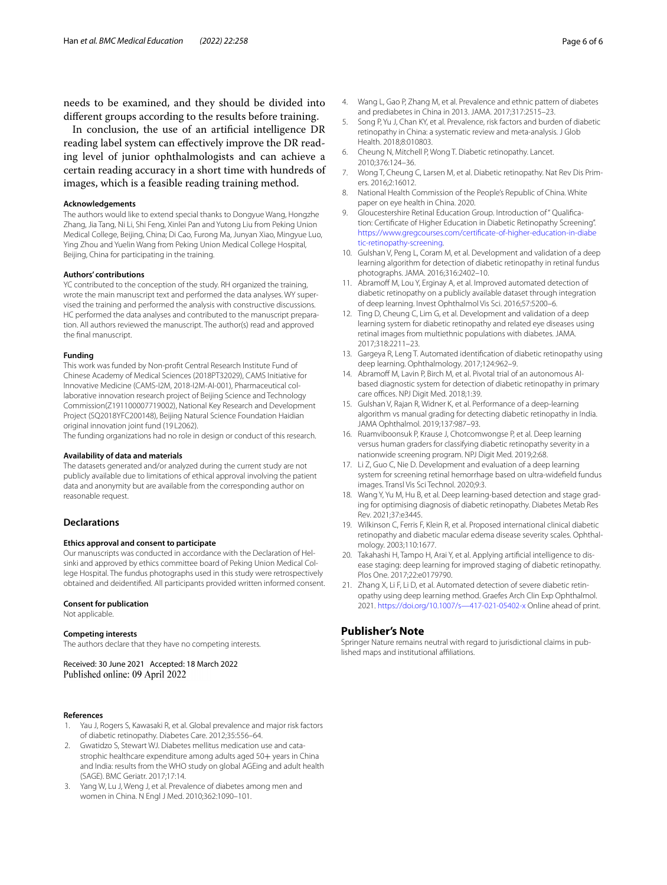needs to be examined, and they should be divided into different groups according to the results before training.

In conclusion, the use of an artificial intelligence DR reading label system can effectively improve the DR reading level of junior ophthalmologists and can achieve a certain reading accuracy in a short time with hundreds of images, which is a feasible reading training method.

#### Acknowledgements

The authors would like to extend special thanks to Dongyue Wang, Hongzhe Zhang, Jia Tang, Ni Li, Shi Feng, Xinlei Pan and Yutong Liu from Peking Union Medical College, Beijing, China; Di Cao, Furong Ma, Junyan Xiao, Mingyue Luo, Ying Zhou and Yuelin Wang from Peking Union Medical College Hospital, Beijing, China for participating in the training.

#### Authors' contributions

YC contributed to the conception of the study. RH organized the training, wrote the main manuscript text and performed the data analyses. WY supervised the training and performed the analysis with constructive discussions. HC performed the data analyses and contributed to the manuscript preparation. All authors reviewed the manuscript. The author(s) read and approved the final manuscript.

#### Funding

This work was funded by Non-profit Central Research Institute Fund of Chinese Academy of Medical Sciences (2018PT32029), CAMS Initiative for Innovative Medicine (CAMS-I2M, 2018-I2M-AI-001), Pharmaceutical collaborative innovation research project of Beijing Science and Technology Commission(Z191100007719002), National Key Research and Development Project (SQ2018YFC200148), Beijing Natural Science Foundation Haidian original innovation joint fund (19L2062).

The funding organizations had no role in design or conduct of this research.

#### Availability of data and materials

The datasets generated and/or analyzed during the current study are not publicly available due to limitations of ethical approval involving the patient data and anonymity but are available from the corresponding author on reasonable request.

## Declarations

#### Ethics approval and consent to participate

Our manuscripts was conducted in accordance with the Declaration of Helsinki and approved by ethics committee board of Peking Union Medical College Hospital. The fundus photographs used in this study were retrospectively obtained and deidentified. All participants provided written informed consent.

#### Consent for publication

Not applicable.

#### Competing interests

The authors declare that they have no competing interests.

Received: 30 June 2021 Accepted: 18 March 2022
Published online: 09 April 2022

#### References

1. Yau J, Rogers S, Kawasaki R, et al. Global prevalence and major risk factors of diabetic retinopathy. Diabetes Care. 2012;35:556–64.
2. Gwatidzo S, Stewart WJ. Diabetes mellitus medication use and catastrophic healthcare expenditure among adults aged 50+ years in China and India: results from the WHO study on global AGEing and adult health (SAGE). BMC Geriatr. 2017;17:14.
3. Yang W, Lu J, Weng J, et al. Prevalence of diabetes among men and women in China. N Engl J Med. 2010;362:1090–101.
4. Wang L, Gao P, Zhang M, et al. Prevalence and ethnic pattern of diabetes and prediabetes in China in 2013. JAMA. 2017;317:2515–23.
5. Song P, Yu J, Chan KY, et al. Prevalence, risk factors and burden of diabetic retinopathy in China: a systematic review and meta-analysis. J Glob Health. 2018;8:010803.
6. Cheung N, Mitchell P, Wong T. Diabetic retinopathy. Lancet. 2010;376:124–36.
7. Wong T, Cheung C, Larsen M, et al. Diabetic retinopathy. Nat Rev Dis Primers. 2016;2:16012.
8. National Health Commission of the People's Republic of China. White paper on eye health in China. 2020.
9. Gloucestershire Retinal Education Group. Introduction of " Qualification: Certificate of Higher Education in Diabetic Retinopathy Screening". https://www.gregcourses.com/certificate-of-higher-education-in-diabetic-retinopathy-screening.
10. Gulshan V, Peng L, Coram M, et al. Development and validation of a deep learning algorithm for detection of diabetic retinopathy in retinal fundus photographs. JAMA. 2016;316:2402–10.
11. Abramoff M, Lou Y, Erginay A, et al. Improved automated detection of diabetic retinopathy on a publicly available dataset through integration of deep learning. Invest Ophthalmol Vis Sci. 2016;57:5200–6.
12. Ting D, Cheung C, Lim G, et al. Development and validation of a deep learning system for diabetic retinopathy and related eye diseases using retinal images from multiethnic populations with diabetes. JAMA. 2017;318:2211–23.
13. Gargeya R, Leng T. Automated identification of diabetic retinopathy using deep learning. Ophthalmology. 2017;124:962–9.
14. Abramoff M, Lavin P, Birch M, et al. Pivotal trial of an autonomous AI-based diagnostic system for detection of diabetic retinopathy in primary care offices. NPJ Digit Med. 2018;1:39.
15. Gulshan V, Rajan R, Widner K, et al. Performance of a deep-learning algorithm vs manual grading for detecting diabetic retinopathy in India. JAMA Ophthalmol. 2019;137:987–93.
16. Ruamviboonsuk P, Krause J, Chotcomwongse P, et al. Deep learning versus human graders for classifying diabetic retinopathy severity in a nationwide screening program. NPJ Digit Med. 2019;2:68.
17. Li Z, Guo C, Nie D. Development and evaluation of a deep learning system for screening retinal hemorrhage based on ultra-widefield fundus images. Transl Vis Sci Technol. 2020;9:3.
18. Wang Y, Yu M, Hu B, et al. Deep learning-based detection and stage grading for optimising diagnosis of diabetic retinopathy. Diabetes Metab Res Rev. 2021;37:e3445.
19. Wilkinson C, Ferris F, Klein R, et al. Proposed international clinical diabetic retinopathy and diabetic macular edema disease severity scales. Ophthalmology. 2003;110:1677.
20. Takahashi H, Tampo H, Arai Y, et al. Applying artificial intelligence to disease staging: deep learning for improved staging of diabetic retinopathy. Plos One. 2017;22:e0179790.
21. Zhang X, Li F, Li D, et al. Automated detection of severe diabetic retinopathy using deep learning method. Graefes Arch Clin Exp Ophthalmol. 2021. https://doi.org/10.1007/s—417-021-05402-x Online ahead of print.

## Publisher's Note

Springer Nature remains neutral with regard to jurisdictional claims in published maps and institutional affiliations.